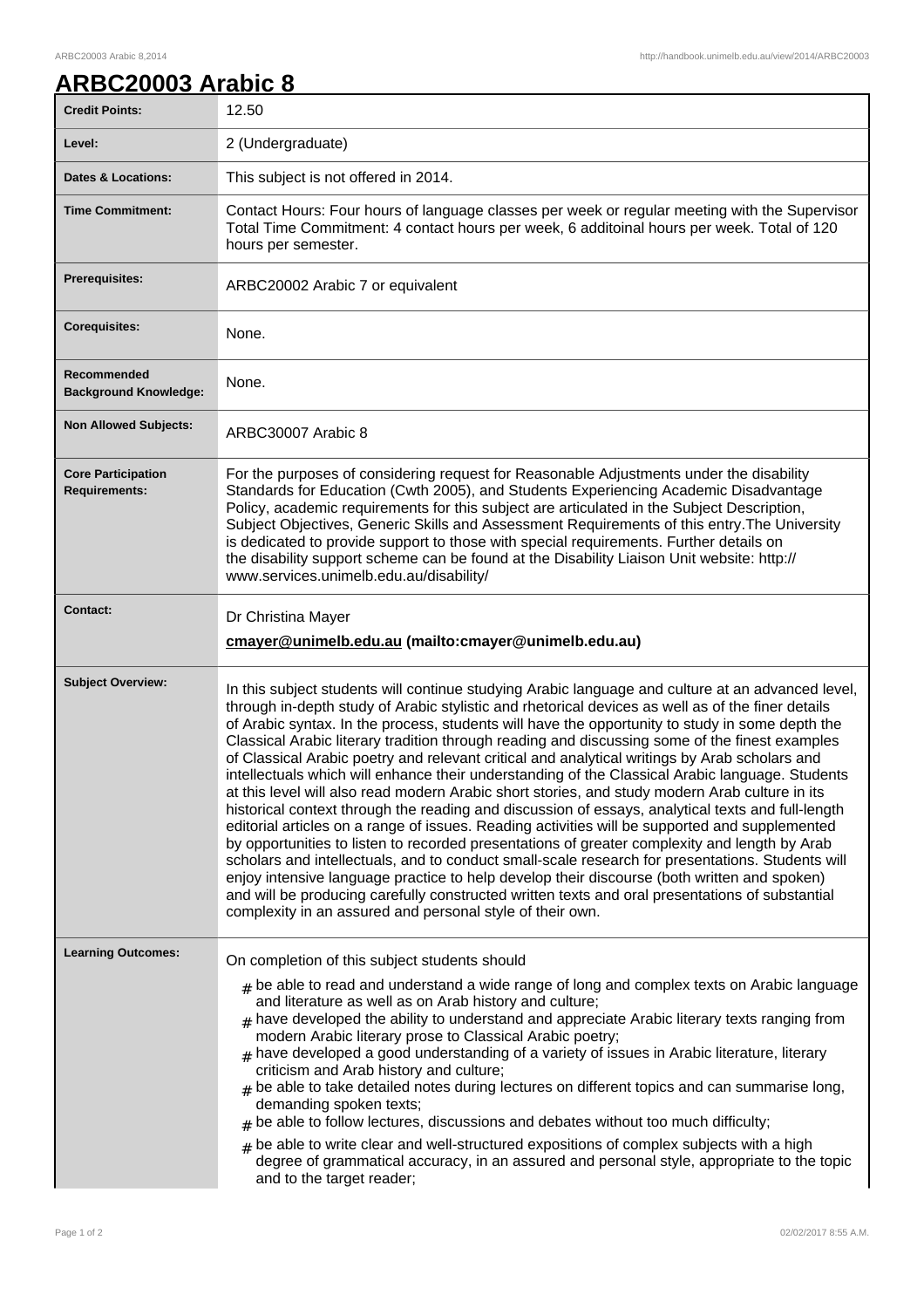# ARBC20003 Arabic 8

| | |
|---|---|
| **Credit Points:** | 12.50 |
| **Level:** | 2 (Undergraduate) |
| **Dates & Locations:** | This subject is not offered in 2014. |
| **Time Commitment:** | Contact Hours: Four hours of language classes per week or regular meeting with the Supervisor Total Time Commitment: 4 contact hours per week, 6 additoinal hours per week. Total of 120 hours per semester. |
| **Prerequisites:** | ARBC20002 Arabic 7 or equivalent |
| **Corequisites:** | None. |
| **Recommended Background Knowledge:** | None. |
| **Non Allowed Subjects:** | ARBC30007 Arabic 8 |
| **Core Participation Requirements:** | For the purposes of considering request for Reasonable Adjustments under the disability Standards for Education (Cwth 2005), and Students Experiencing Academic Disadvantage Policy, academic requirements for this subject are articulated in the Subject Description, Subject Objectives, Generic Skills and Assessment Requirements of this entry.The University is dedicated to provide support to those with special requirements. Further details on the disability support scheme can be found at the Disability Liaison Unit website: http://www.services.unimelb.edu.au/disability/ |
| **Contact:** | Dr Christina Mayer<br>**cmayer@unimelb.edu.au (mailto:cmayer@unimelb.edu.au)** |
| **Subject Overview:** | In this subject students will continue studying Arabic language and culture at an advanced level, through in-depth study of Arabic stylistic and rhetorical devices as well as of the finer details of Arabic syntax. In the process, students will have the opportunity to study in some depth the Classical Arabic literary tradition through reading and discussing some of the finest examples of Classical Arabic poetry and relevant critical and analytical writings by Arab scholars and intellectuals which will enhance their understanding of the Classical Arabic language. Students at this level will also read modern Arabic short stories, and study modern Arab culture in its historical context through the reading and discussion of essays, analytical texts and full-length editorial articles on a range of issues. Reading activities will be supported and supplemented by opportunities to listen to recorded presentations of greater complexity and length by Arab scholars and intellectuals, and to conduct small-scale research for presentations. Students will enjoy intensive language practice to help develop their discourse (both written and spoken) and will be producing carefully constructed written texts and oral presentations of substantial complexity in an assured and personal style of their own. |
| **Learning Outcomes:** | On completion of this subject students should<br># be able to read and understand a wide range of long and complex texts on Arabic language and literature as well as on Arab history and culture;<br># have developed the ability to understand and appreciate Arabic literary texts ranging from modern Arabic literary prose to Classical Arabic poetry;<br># have developed a good understanding of a variety of issues in Arabic literature, literary criticism and Arab history and culture;<br># be able to take detailed notes during lectures on different topics and can summarise long, demanding spoken texts;<br># be able to follow lectures, discussions and debates without too much difficulty;<br># be able to write clear and well-structured expositions of complex subjects with a high degree of grammatical accuracy, in an assured and personal style, appropriate to the topic and to the target reader; |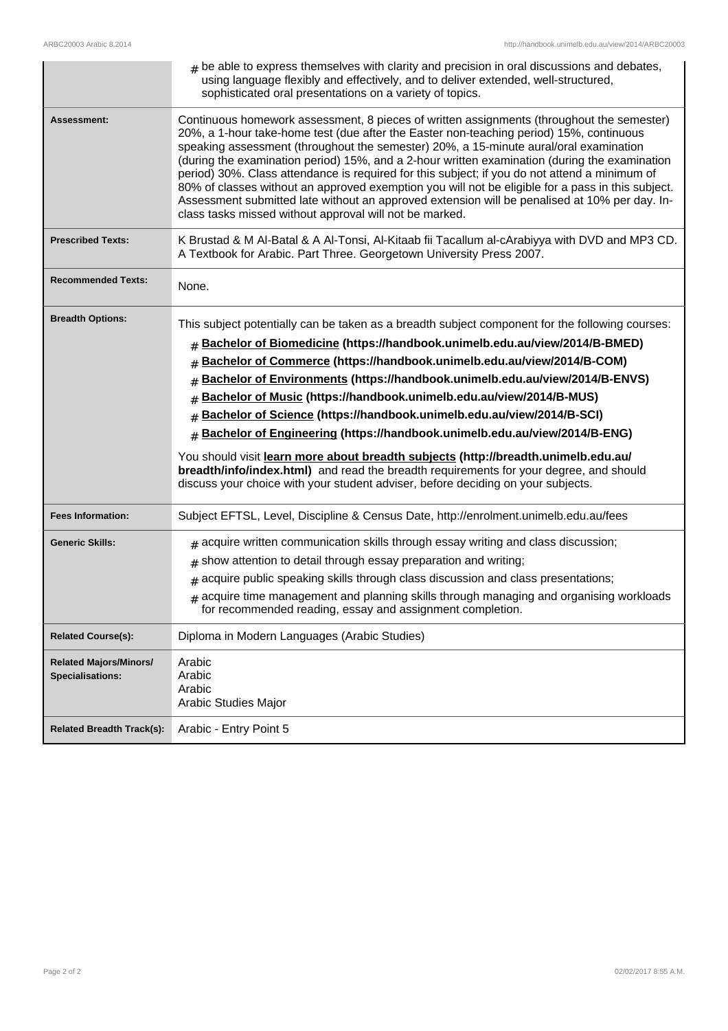| | |
|---|---|
| | # be able to express themselves with clarity and precision in oral discussions and debates, using language flexibly and effectively, and to deliver extended, well-structured, sophisticated oral presentations on a variety of topics. |
| **Assessment:** | Continuous homework assessment, 8 pieces of written assignments (throughout the semester) 20%, a 1-hour take-home test (due after the Easter non-teaching period) 15%, continuous speaking assessment (throughout the semester) 20%, a 15-minute aural/oral examination (during the examination period) 15%, and a 2-hour written examination (during the examination period) 30%. Class attendance is required for this subject; if you do not attend a minimum of 80% of classes without an approved exemption you will not be eligible for a pass in this subject. Assessment submitted late without an approved extension will be penalised at 10% per day. In-class tasks missed without approval will not be marked. |
| **Prescribed Texts:** | K Brustad & M Al-Batal & A Al-Tonsi, Al-Kitaab fii Tacallum al-cArabiyya with DVD and MP3 CD. A Textbook for Arabic. Part Three. Georgetown University Press 2007. |
| **Recommended Texts:** | None. |
| **Breadth Options:** | This subject potentially can be taken as a breadth subject component for the following courses: <br># **Bachelor of Biomedicine (https://handbook.unimelb.edu.au/view/2014/B-BMED)** <br># **Bachelor of Commerce (https://handbook.unimelb.edu.au/view/2014/B-COM)** <br># **Bachelor of Environments (https://handbook.unimelb.edu.au/view/2014/B-ENVS)** <br># **Bachelor of Music (https://handbook.unimelb.edu.au/view/2014/B-MUS)** <br># **Bachelor of Science (https://handbook.unimelb.edu.au/view/2014/B-SCI)** <br># **Bachelor of Engineering (https://handbook.unimelb.edu.au/view/2014/B-ENG)** <br>You should visit **learn more about breadth subjects (http://breadth.unimelb.edu.au/breadth/info/index.html)** and read the breadth requirements for your degree, and should discuss your choice with your student adviser, before deciding on your subjects. |
| **Fees Information:** | Subject EFTSL, Level, Discipline & Census Date, http://enrolment.unimelb.edu.au/fees |
| **Generic Skills:** | # acquire written communication skills through essay writing and class discussion; <br># show attention to detail through essay preparation and writing; <br># acquire public speaking skills through class discussion and class presentations; <br># acquire time management and planning skills through managing and organising workloads for recommended reading, essay and assignment completion. |
| **Related Course(s):** | Diploma in Modern Languages (Arabic Studies) |
| **Related Majors/Minors/ Specialisations:** | Arabic <br>Arabic <br>Arabic <br>Arabic Studies Major |
| **Related Breadth Track(s):** | Arabic - Entry Point 5 |